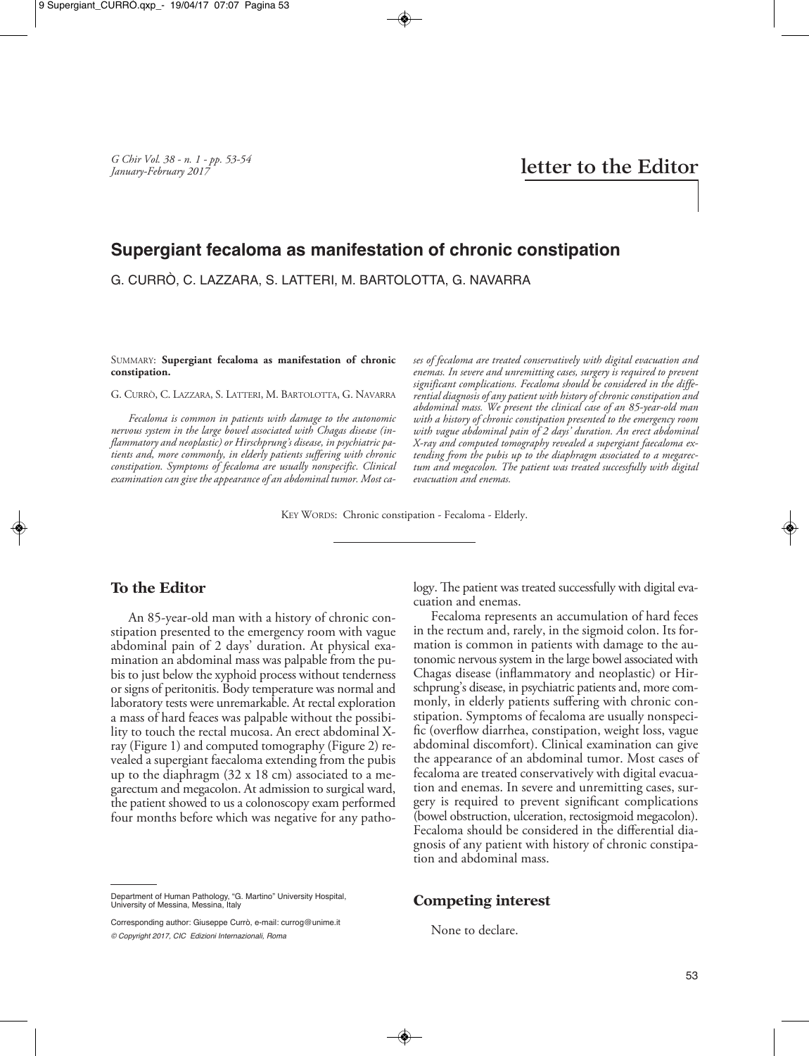letter to the Editor

# Supergiant fecaloma as manifestation of chronic constipation

G. CURRÒ, C. LAZZARA, S. LATTERI, M. BARTOLOTTA, G. NAVARRA

SUMMARY: **Supergiant fecaloma as manifestation of chronic constipation.**

G. CURRÒ, C. LAZZARA, S. LATTERI, M. BARTOLOTTA, G. NAVARRA

*Fecaloma is common in patients with damage to the autonomic nervous system in the large bowel associated with Chagas disease (inflammatory and neoplastic) or Hirschprung's disease, in psychiatric patients and, more commonly, in elderly patients suffering with chronic constipation. Symptoms of fecaloma are usually nonspecific. Clinical examination can give the appearance of an abdominal tumor. Most cases of fecaloma are treated conservatively with digital evacuation and enemas. In severe and unremitting cases, surgery is required to prevent significant complications. Fecaloma should be considered in the differential diagnosis of any patient with history of chronic constipation and abdominal mass. We present the clinical case of an 85-year-old man with a history of chronic constipation presented to the emergency room with vague abdominal pain of 2 days' duration. An erect abdominal X-ray and computed tomography revealed a supergiant faecaloma extending from the pubis up to the diaphragm associated to a megarectum and megacolon. The patient was treated successfully with digital evacuation and enemas.*

KEY WORDS: Chronic constipation - Fecaloma - Elderly.

## To the Editor

An 85-year-old man with a history of chronic constipation presented to the emergency room with vague abdominal pain of 2 days' duration. At physical examination an abdominal mass was palpable from the pubis to just below the xyphoid process without tenderness or signs of peritonitis. Body temperature was normal and laboratory tests were unremarkable. At rectal exploration a mass of hard feaces was palpable without the possibility to touch the rectal mucosa. An erect abdominal X-ray (Figure 1) and computed tomography (Figure 2) revealed a supergiant faecaloma extending from the pubis up to the diaphragm (32 x 18 cm) associated to a megarectum and megacolon. At admission to surgical ward, the patient showed to us a colonoscopy exam performed four months before which was negative for any pathology. The patient was treated successfully with digital evacuation and enemas.

Fecaloma represents an accumulation of hard feces in the rectum and, rarely, in the sigmoid colon. Its formation is common in patients with damage to the autonomic nervous system in the large bowel associated with Chagas disease (inflammatory and neoplastic) or Hirschprung's disease, in psychiatric patients and, more commonly, in elderly patients suffering with chronic constipation. Symptoms of fecaloma are usually nonspecific (overflow diarrhea, constipation, weight loss, vague abdominal discomfort). Clinical examination can give the appearance of an abdominal tumor. Most cases of fecaloma are treated conservatively with digital evacuation and enemas. In severe and unremitting cases, surgery is required to prevent significant complications (bowel obstruction, ulceration, rectosigmoid megacolon). Fecaloma should be considered in the differential diagnosis of any patient with history of chronic constipation and abdominal mass.

## Competing interest

None to declare.

Department of Human Pathology, "G. Martino" University Hospital, University of Messina, Messina, Italy

Corresponding author: Giuseppe Currò, e-mail: currog@unime.it

© Copyright 2017, CIC Edizioni Internazionali, Roma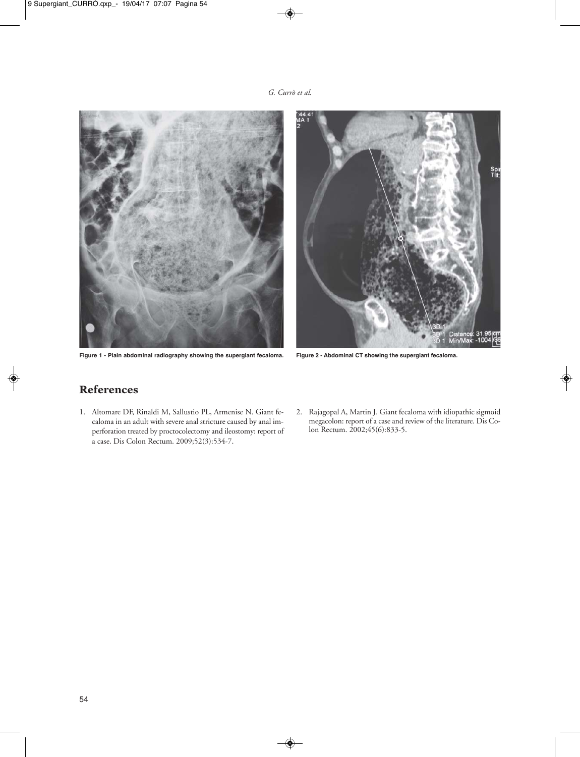Figure 1 - Plain abdominal radiography showing the supergiant fecaloma.

Figure 2 - Abdominal CT showing the supergiant fecaloma.

## References

1. Altomare DF, Rinaldi M, Sallustio PL, Armenise N. Giant fecaloma in an adult with severe anal stricture caused by anal imperforation treated by proctocolectomy and ileostomy: report of a case. Dis Colon Rectum. 2009;52(3):534-7.
2. Rajagopal A, Martin J. Giant fecaloma with idiopathic sigmoid megacolon: report of a case and review of the literature. Dis Colon Rectum. 2002;45(6):833-5.